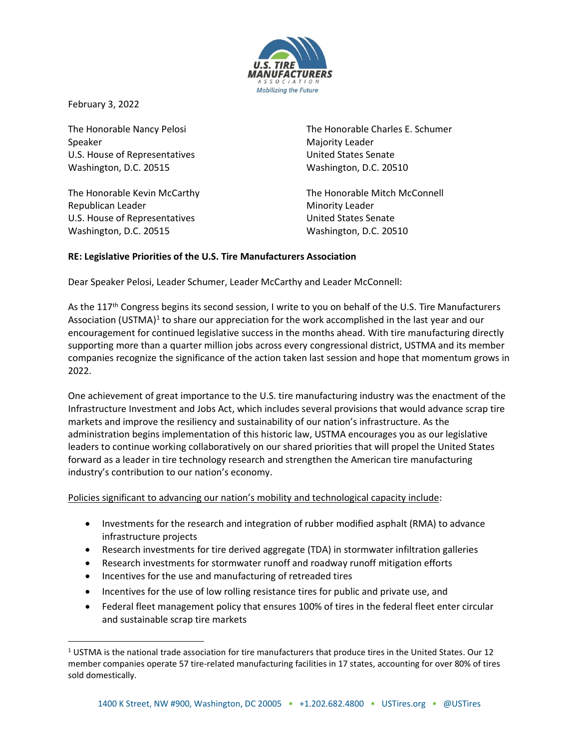February 3, 2022

The Honorable Nancy Pelosi
Speaker
U.S. House of Representatives
Washington, D.C. 20515

The Honorable Kevin McCarthy
Republican Leader
U.S. House of Representatives
Washington, D.C. 20515

The Honorable Charles E. Schumer
Majority Leader
United States Senate
Washington, D.C. 20510

The Honorable Mitch McConnell
Minority Leader
United States Senate
Washington, D.C. 20510

**RE: Legislative Priorities of the U.S. Tire Manufacturers Association**

Dear Speaker Pelosi, Leader Schumer, Leader McCarthy and Leader McConnell:

As the 117th Congress begins its second session, I write to you on behalf of the U.S. Tire Manufacturers Association (USTMA)[1] to share our appreciation for the work accomplished in the last year and our encouragement for continued legislative success in the months ahead. With tire manufacturing directly supporting more than a quarter million jobs across every congressional district, USTMA and its member companies recognize the significance of the action taken last session and hope that momentum grows in 2022.

One achievement of great importance to the U.S. tire manufacturing industry was the enactment of the Infrastructure Investment and Jobs Act, which includes several provisions that would advance scrap tire markets and improve the resiliency and sustainability of our nation's infrastructure. As the administration begins implementation of this historic law, USTMA encourages you as our legislative leaders to continue working collaboratively on our shared priorities that will propel the United States forward as a leader in tire technology research and strengthen the American tire manufacturing industry's contribution to our nation's economy.

<u>Policies significant to advancing our nation's mobility and technological capacity include</u>:

- Investments for the research and integration of rubber modified asphalt (RMA) to advance infrastructure projects
- Research investments for tire derived aggregate (TDA) in stormwater infiltration galleries
- Research investments for stormwater runoff and roadway runoff mitigation efforts
- Incentives for the use and manufacturing of retreaded tires
- Incentives for the use of low rolling resistance tires for public and private use, and
- Federal fleet management policy that ensures 100% of tires in the federal fleet enter circular and sustainable scrap tire markets

---

[1] USTMA is the national trade association for tire manufacturers that produce tires in the United States. Our 12 member companies operate 57 tire-related manufacturing facilities in 17 states, accounting for over 80% of tires sold domestically.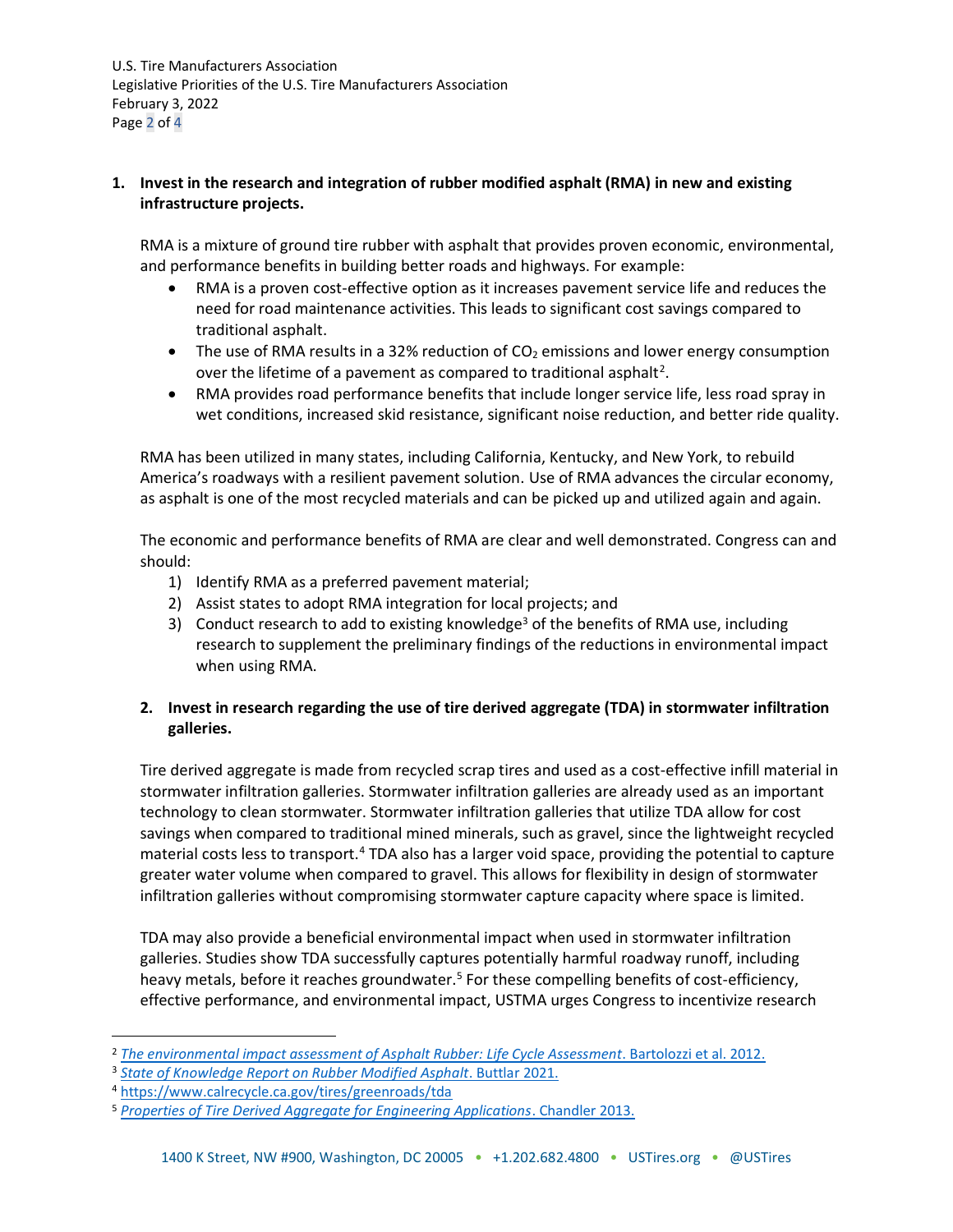1. **Invest in the research and integration of rubber modified asphalt (RMA) in new and existing infrastructure projects.**

RMA is a mixture of ground tire rubber with asphalt that provides proven economic, environmental, and performance benefits in building better roads and highways. For example:

- RMA is a proven cost-effective option as it increases pavement service life and reduces the need for road maintenance activities. This leads to significant cost savings compared to traditional asphalt.
- The use of RMA results in a 32% reduction of $CO_2$ emissions and lower energy consumption over the lifetime of a pavement as compared to traditional asphalt[2].
- RMA provides road performance benefits that include longer service life, less road spray in wet conditions, increased skid resistance, significant noise reduction, and better ride quality.

RMA has been utilized in many states, including California, Kentucky, and New York, to rebuild America's roadways with a resilient pavement solution. Use of RMA advances the circular economy, as asphalt is one of the most recycled materials and can be picked up and utilized again and again.

The economic and performance benefits of RMA are clear and well demonstrated. Congress can and should:

1) Identify RMA as a preferred pavement material;
2) Assist states to adopt RMA integration for local projects; and
3) Conduct research to add to existing knowledge[3] of the benefits of RMA use, including research to supplement the preliminary findings of the reductions in environmental impact when using RMA.

2. **Invest in research regarding the use of tire derived aggregate (TDA) in stormwater infiltration galleries.**

Tire derived aggregate is made from recycled scrap tires and used as a cost-effective infill material in stormwater infiltration galleries. Stormwater infiltration galleries are already used as an important technology to clean stormwater. Stormwater infiltration galleries that utilize TDA allow for cost savings when compared to traditional mined minerals, such as gravel, since the lightweight recycled material costs less to transport.[4] TDA also has a larger void space, providing the potential to capture greater water volume when compared to gravel. This allows for flexibility in design of stormwater infiltration galleries without compromising stormwater capture capacity where space is limited.

TDA may also provide a beneficial environmental impact when used in stormwater infiltration galleries. Studies show TDA successfully captures potentially harmful roadway runoff, including heavy metals, before it reaches groundwater.[5] For these compelling benefits of cost-efficiency, effective performance, and environmental impact, USTMA urges Congress to incentivize research

---

[2] *The environmental impact assessment of Asphalt Rubber: Life Cycle Assessment*. Bartolozzi et al. 2012.

[3] *State of Knowledge Report on Rubber Modified Asphalt*. Buttlar 2021.

[4] https://www.calrecycle.ca.gov/tires/greenroads/tda

[5] *Properties of Tire Derived Aggregate for Engineering Applications*. Chandler 2013.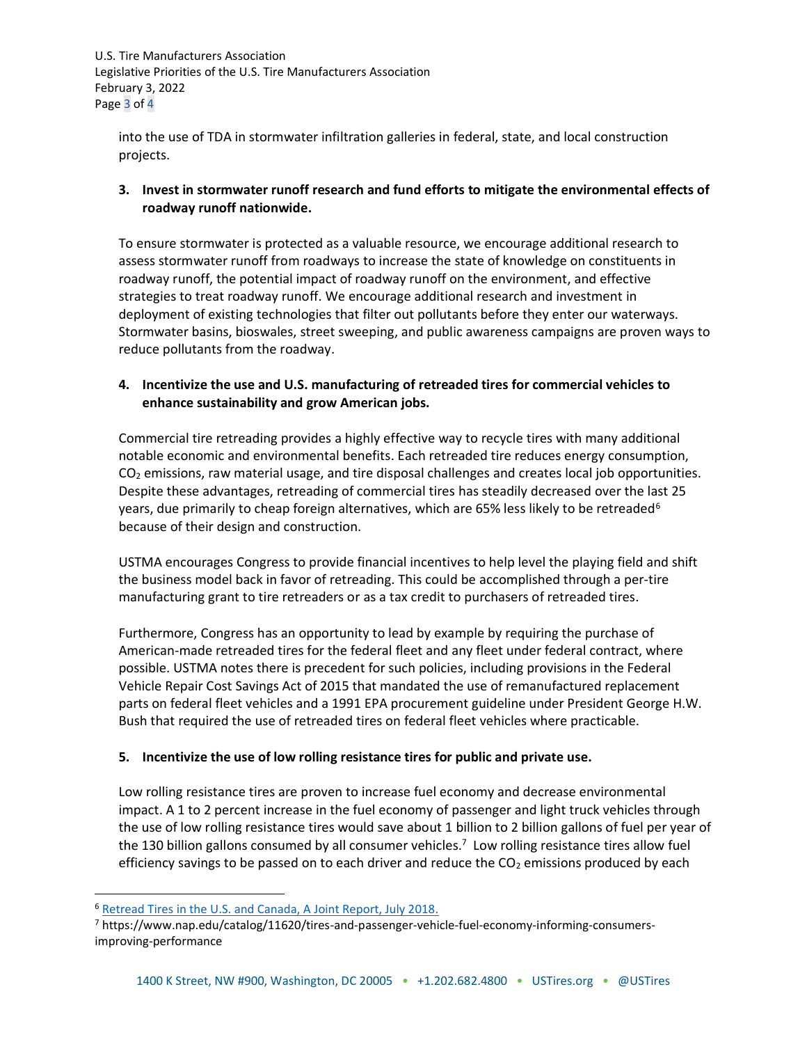into the use of TDA in stormwater infiltration galleries in federal, state, and local construction projects.

3. **Invest in stormwater runoff research and fund efforts to mitigate the environmental effects of roadway runoff nationwide.**

To ensure stormwater is protected as a valuable resource, we encourage additional research to assess stormwater runoff from roadways to increase the state of knowledge on constituents in roadway runoff, the potential impact of roadway runoff on the environment, and effective strategies to treat roadway runoff. We encourage additional research and investment in deployment of existing technologies that filter out pollutants before they enter our waterways. Stormwater basins, bioswales, street sweeping, and public awareness campaigns are proven ways to reduce pollutants from the roadway.

4. **Incentivize the use and U.S. manufacturing of retreaded tires for commercial vehicles to enhance sustainability and grow American jobs.**

Commercial tire retreading provides a highly effective way to recycle tires with many additional notable economic and environmental benefits. Each retreaded tire reduces energy consumption, $CO_2$ emissions, raw material usage, and tire disposal challenges and creates local job opportunities. Despite these advantages, retreading of commercial tires has steadily decreased over the last 25 years, due primarily to cheap foreign alternatives, which are 65% less likely to be retreaded[6] because of their design and construction.

USTMA encourages Congress to provide financial incentives to help level the playing field and shift the business model back in favor of retreading. This could be accomplished through a per-tire manufacturing grant to tire retreaders or as a tax credit to purchasers of retreaded tires.

Furthermore, Congress has an opportunity to lead by example by requiring the purchase of American-made retreaded tires for the federal fleet and any fleet under federal contract, where possible. USTMA notes there is precedent for such policies, including provisions in the Federal Vehicle Repair Cost Savings Act of 2015 that mandated the use of remanufactured replacement parts on federal fleet vehicles and a 1991 EPA procurement guideline under President George H.W. Bush that required the use of retreaded tires on federal fleet vehicles where practicable.

5. **Incentivize the use of low rolling resistance tires for public and private use.**

Low rolling resistance tires are proven to increase fuel economy and decrease environmental impact. A 1 to 2 percent increase in the fuel economy of passenger and light truck vehicles through the use of low rolling resistance tires would save about 1 billion to 2 billion gallons of fuel per year of the 130 billion gallons consumed by all consumer vehicles.[7] Low rolling resistance tires allow fuel efficiency savings to be passed on to each driver and reduce the $CO_2$ emissions produced by each

---

[6] Retread Tires in the U.S. and Canada, A Joint Report, July 2018.

[7] https://www.nap.edu/catalog/11620/tires-and-passenger-vehicle-fuel-economy-informing-consumers-improving-performance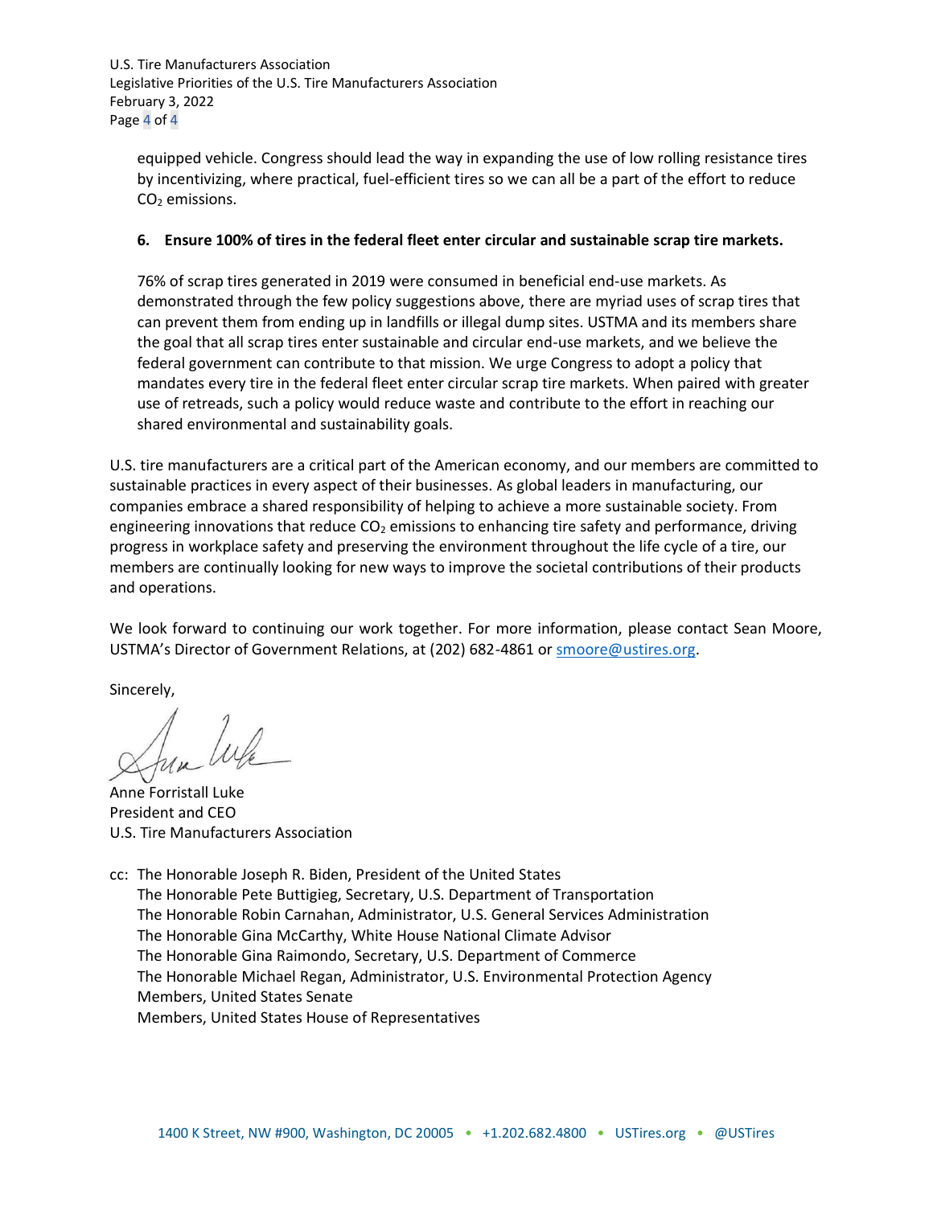equipped vehicle. Congress should lead the way in expanding the use of low rolling resistance tires by incentivizing, where practical, fuel-efficient tires so we can all be a part of the effort to reduce $CO_2$ emissions.

6. **Ensure 100% of tires in the federal fleet enter circular and sustainable scrap tire markets.**

   76% of scrap tires generated in 2019 were consumed in beneficial end-use markets. As demonstrated through the few policy suggestions above, there are myriad uses of scrap tires that can prevent them from ending up in landfills or illegal dump sites. USTMA and its members share the goal that all scrap tires enter sustainable and circular end-use markets, and we believe the federal government can contribute to that mission. We urge Congress to adopt a policy that mandates every tire in the federal fleet enter circular scrap tire markets. When paired with greater use of retreads, such a policy would reduce waste and contribute to the effort in reaching our shared environmental and sustainability goals.

U.S. tire manufacturers are a critical part of the American economy, and our members are committed to sustainable practices in every aspect of their businesses. As global leaders in manufacturing, our companies embrace a shared responsibility of helping to achieve a more sustainable society. From engineering innovations that reduce $CO_2$ emissions to enhancing tire safety and performance, driving progress in workplace safety and preserving the environment throughout the life cycle of a tire, our members are continually looking for new ways to improve the societal contributions of their products and operations.

We look forward to continuing our work together. For more information, please contact Sean Moore, USTMA's Director of Government Relations, at (202) 682-4861 or smoore@ustires.org.

Sincerely,

Anne Forristall Luke
President and CEO
U.S. Tire Manufacturers Association

cc: The Honorable Joseph R. Biden, President of the United States
The Honorable Pete Buttigieg, Secretary, U.S. Department of Transportation
The Honorable Robin Carnahan, Administrator, U.S. General Services Administration
The Honorable Gina McCarthy, White House National Climate Advisor
The Honorable Gina Raimondo, Secretary, U.S. Department of Commerce
The Honorable Michael Regan, Administrator, U.S. Environmental Protection Agency
Members, United States Senate
Members, United States House of Representatives

1400 K Street, NW #900, Washington, DC 20005 • +1.202.682.4800 • USTires.org • @USTires